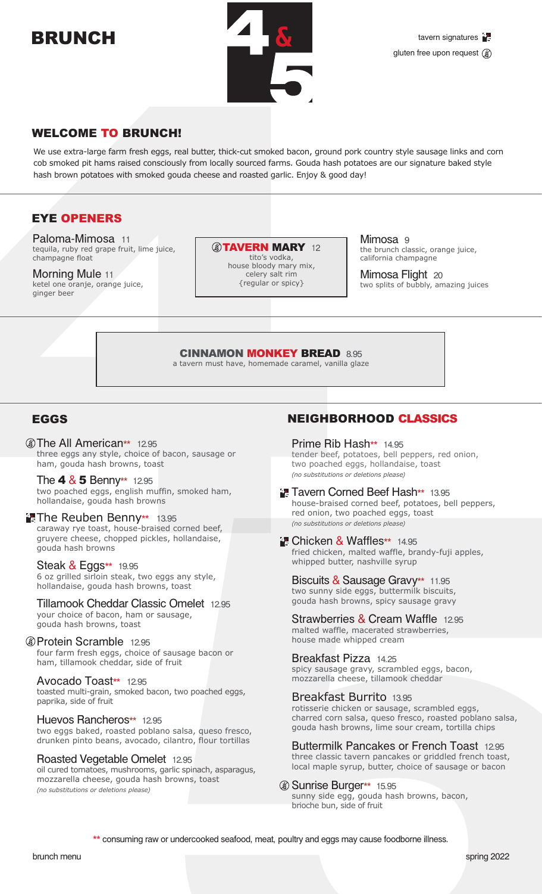# BRUNCH

4 & 5

tavern signatures
gluten free upon request

## WELCOME TO BRUNCH!

We use extra-large farm fresh eggs, real butter, thick-cut smoked bacon, ground pork country style sausage links and corn cob smoked pit hams raised consciously from locally sourced farms. Gouda hash potatoes are our signature baked style hash brown potatoes with smoked gouda cheese and roasted garlic. Enjoy & good day!

## EYE OPENERS

**Paloma-Mimosa** 11
tequila, ruby red grape fruit, lime juice, champagne float

**Morning Mule** 11
ketel one oranje, orange juice, ginger beer

**TAVERN MARY** 12
tito's vodka, house bloody mary mix, celery salt rim {regular or spicy}

**Mimosa** 9
the brunch classic, orange juice, california champagne

**Mimosa Flight** 20
two splits of bubbly, amazing juices

**CINNAMON MONKEY BREAD** 8.95
a tavern must have, homemade caramel, vanilla glaze

## EGGS

**The All American**** 12.95
three eggs any style, choice of bacon, sausage or ham, gouda hash browns, toast

**The 4 & 5 Benny**** 12.95
two poached eggs, english muffin, smoked ham, hollandaise, gouda hash browns

**The Reuben Benny**** 13.95
caraway rye toast, house-braised corned beef, gruyere cheese, chopped pickles, hollandaise, gouda hash browns

**Steak & Eggs**** 19.95
6 oz grilled sirloin steak, two eggs any style, hollandaise, gouda hash browns, toast

**Tillamook Cheddar Classic Omelet** 12.95
your choice of bacon, ham or sausage, gouda hash browns, toast

**Protein Scramble** 12.95
four farm fresh eggs, choice of sausage bacon or ham, tillamook cheddar, side of fruit

**Avocado Toast**** 12.95
toasted multi-grain, smoked bacon, two poached eggs, paprika, side of fruit

**Huevos Rancheros**** 12.95
two eggs baked, roasted poblano salsa, queso fresco, drunken pinto beans, avocado, cilantro, flour tortillas

**Roasted Vegetable Omelet** 12.95
oil cured tomatoes, mushrooms, garlic spinach, asparagus, mozzarella cheese, gouda hash browns, toast
*(no substitutions or deletions please)*

## NEIGHBORHOOD CLASSICS

**Prime Rib Hash**** 14.95
tender beef, potatoes, bell peppers, red onion, two poached eggs, hollandaise, toast
*(no substitutions or deletions please)*

**Tavern Corned Beef Hash**** 13.95
house-braised corned beef, potatoes, bell peppers, red onion, two poached eggs, toast
*(no substitutions or deletions please)*

**Chicken & Waffles**** 14.95
fried chicken, malted waffle, brandy-fuji apples, whipped butter, nashville syrup

**Biscuits & Sausage Gravy**** 11.95
two sunny side eggs, buttermilk biscuits, gouda hash browns, spicy sausage gravy

**Strawberries & Cream Waffle** 12.95
malted waffle, macerated strawberries, house made whipped cream

**Breakfast Pizza** 14.25
spicy sausage gravy, scrambled eggs, bacon, mozzarella cheese, tillamook cheddar

**Breakfast Burrito** 13.95
rotisserie chicken or sausage, scrambled eggs, charred corn salsa, queso fresco, roasted poblano salsa, gouda hash browns, lime sour cream, tortilla chips

**Buttermilk Pancakes or French Toast** 12.95
three classic tavern pancakes or griddled french toast, local maple syrup, butter, choice of sausage or bacon

**Sunrise Burger**** 15.95
sunny side egg, gouda hash browns, bacon, brioche bun, side of fruit

** consuming raw or undercooked seafood, meat, poultry and eggs may cause foodborne illness.

brunch menu — spring 2022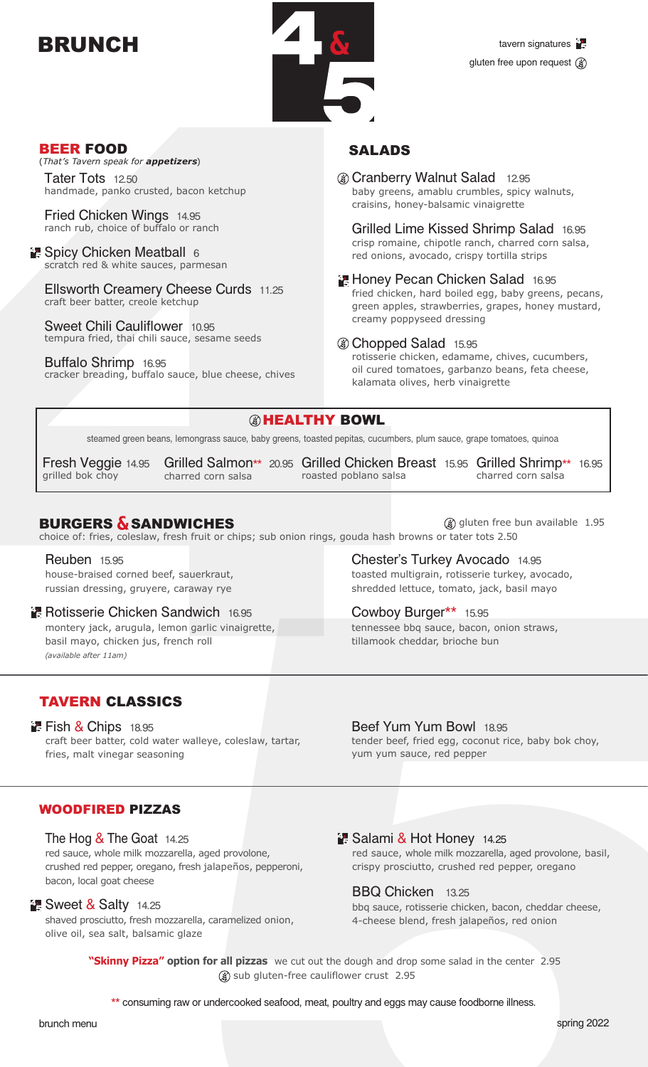# BRUNCH

4 & 5

tavern signatures

gluten free upon request

## BEER FOOD

(*That's Tavern speak for* ***appetizers***)

**Tater Tots** 12.50
handmade, panko crusted, bacon ketchup

**Fried Chicken Wings** 14.95
ranch rub, choice of buffalo or ranch

**Spicy Chicken Meatball** 6
scratch red & white sauces, parmesan

**Ellsworth Creamery Cheese Curds** 11.25
craft beer batter, creole ketchup

**Sweet Chili Cauliflower** 10.95
tempura fried, thai chili sauce, sesame seeds

**Buffalo Shrimp** 16.95
cracker breading, buffalo sauce, blue cheese, chives

## SALADS

**Cranberry Walnut Salad** 12.95
baby greens, amablu crumbles, spicy walnuts, craisins, honey-balsamic vinaigrette

**Grilled Lime Kissed Shrimp Salad** 16.95
crisp romaine, chipotle ranch, charred corn salsa, red onions, avocado, crispy tortilla strips

**Honey Pecan Chicken Salad** 16.95
fried chicken, hard boiled egg, baby greens, pecans, green apples, strawberries, grapes, honey mustard, creamy poppyseed dressing

**Chopped Salad** 15.95
rotisserie chicken, edamame, chives, cucumbers, oil cured tomatoes, garbanzo beans, feta cheese, kalamata olives, herb vinaigrette

## HEALTHY BOWL

steamed green beans, lemongrass sauce, baby greens, toasted pepitas, cucumbers, plum sauce, grape tomatoes, quinoa

**Fresh Veggie** 14.95
grilled bok choy

**Grilled Salmon**** 20.95
charred corn salsa

**Grilled Chicken Breast** 15.95
roasted poblano salsa

**Grilled Shrimp**** 16.95
charred corn salsa

## BURGERS & SANDWICHES

gluten free bun available 1.95

choice of: fries, coleslaw, fresh fruit or chips; sub onion rings, gouda hash browns or tater tots 2.50

**Reuben** 15.95
house-braised corned beef, sauerkraut, russian dressing, gruyere, caraway rye

**Rotisserie Chicken Sandwich** 16.95
montery jack, arugula, lemon garlic vinaigrette, basil mayo, chicken jus, french roll
*(available after 11am)*

**Chester's Turkey Avocado** 14.95
toasted multigrain, rotisserie turkey, avocado, shredded lettuce, tomato, jack, basil mayo

**Cowboy Burger**** 15.95
tennessee bbq sauce, bacon, onion straws, tillamook cheddar, brioche bun

## TAVERN CLASSICS

**Fish & Chips** 18.95
craft beer batter, cold water walleye, coleslaw, tartar, fries, malt vinegar seasoning

**Beef Yum Yum Bowl** 18.95
tender beef, fried egg, coconut rice, baby bok choy, yum yum sauce, red pepper

## WOODFIRED PIZZAS

**The Hog & The Goat** 14.25
red sauce, whole milk mozzarella, aged provolone, crushed red pepper, oregano, fresh jalapeños, pepperoni, bacon, local goat cheese

**Sweet & Salty** 14.25
shaved prosciutto, fresh mozzarella, caramelized onion, olive oil, sea salt, balsamic glaze

**Salami & Hot Honey** 14.25
red sauce, whole milk mozzarella, aged provolone, basil, crispy prosciutto, crushed red pepper, oregano

**BBQ Chicken** 13.25
bbq sauce, rotisserie chicken, bacon, cheddar cheese, 4-cheese blend, fresh jalapeños, red onion

**"Skinny Pizza" option for all pizzas** we cut out the dough and drop some salad in the center 2.95
sub gluten-free cauliflower crust 2.95

** consuming raw or undercooked seafood, meat, poultry and eggs may cause foodborne illness.

brunch menu

spring 2022